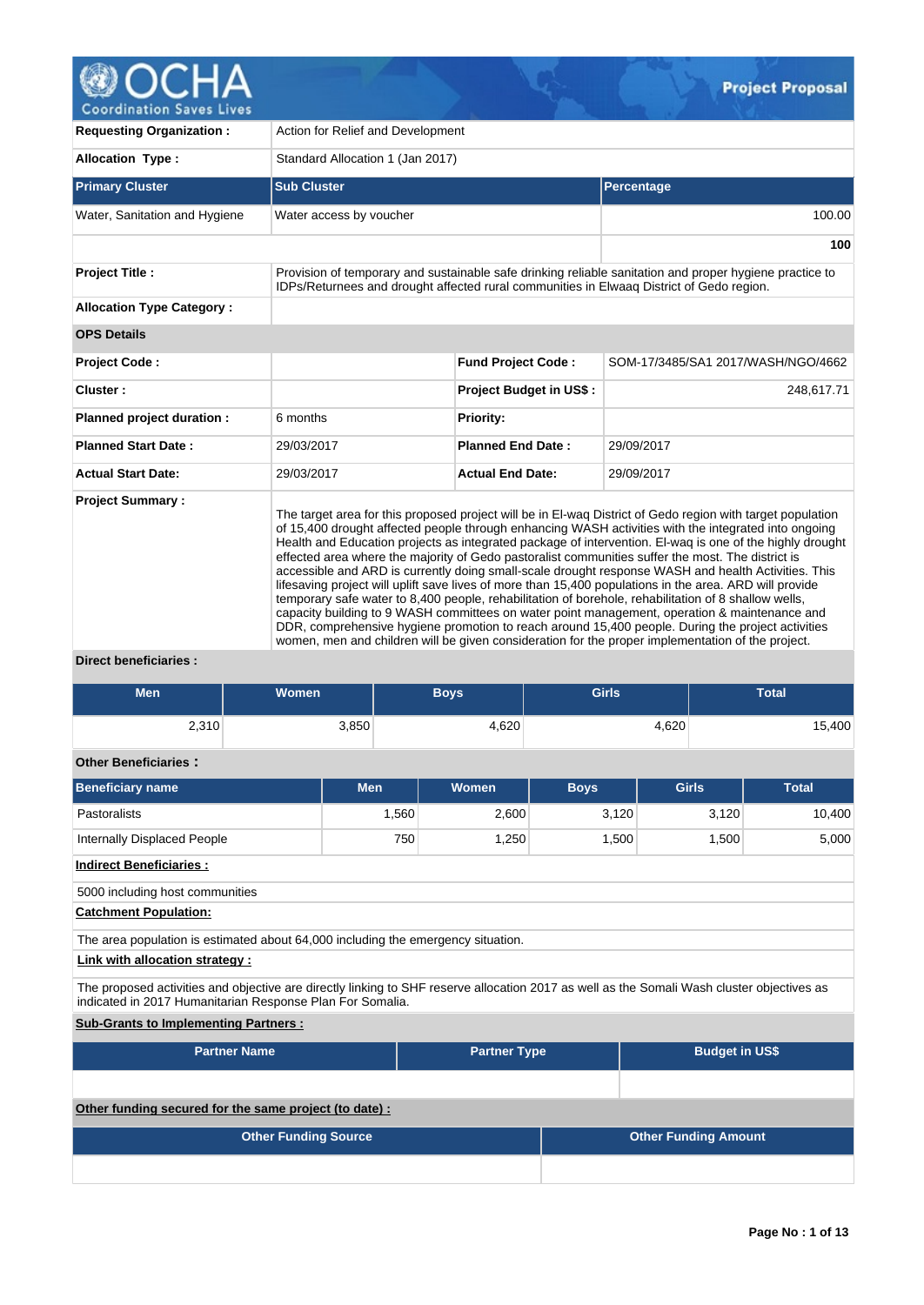# Project Proposal

| | |
|---|---|
| **Requesting Organization :** | Action for Relief and Development |
| **Allocation Type :** | Standard Allocation 1 (Jan 2017) |

| Primary Cluster | Sub Cluster | Percentage |
|---|---|---|
| Water, Sanitation and Hygiene | Water access by voucher | 100.00 |
| | | **100** |

| | |
|---|---|
| **Project Title :** | Provision of temporary and sustainable safe drinking reliable sanitation and proper hygiene practice to IDPs/Returnees and drought affected rural communities in Elwaaq District of Gedo region. |
| **Allocation Type Category :** | |

**OPS Details**

| | | | |
|---|---|---|---|
| **Project Code :** | | **Fund Project Code :** | SOM-17/3485/SA1 2017/WASH/NGO/4662 |
| **Cluster :** | | **Project Budget in US$ :** | 248,617.71 |
| **Planned project duration :** | 6 months | **Priority:** | |
| **Planned Start Date :** | 29/03/2017 | **Planned End Date :** | 29/09/2017 |
| **Actual Start Date:** | 29/03/2017 | **Actual End Date:** | 29/09/2017 |

**Project Summary :**

The target area for this proposed project will be in El-waq District of Gedo region with target population of 15,400 drought affected people through enhancing WASH activities with the integrated into ongoing Health and Education projects as integrated package of intervention. El-waq is one of the highly drought effected area where the majority of Gedo pastoralist communities suffer the most. The district is accessible and ARD is currently doing small-scale drought response WASH and health Activities. This lifesaving project will uplift save lives of more than 15,400 populations in the area. ARD will provide temporary safe water to 8,400 people, rehabilitation of borehole, rehabilitation of 8 shallow wells, capacity building to 9 WASH committees on water point management, operation & maintenance and DDR, comprehensive hygiene promotion to reach around 15,400 people. During the project activities women, men and children will be given consideration for the proper implementation of the project.

**Direct beneficiaries :**

| Men | Women | Boys | Girls | Total |
|---|---|---|---|---|
| 2,310 | 3,850 | 4,620 | 4,620 | 15,400 |

**Other Beneficiaries :**

| Beneficiary name | Men | Women | Boys | Girls | Total |
|---|---|---|---|---|---|
| Pastoralists | 1,560 | 2,600 | 3,120 | 3,120 | 10,400 |
| Internally Displaced People | 750 | 1,250 | 1,500 | 1,500 | 5,000 |

**Indirect Beneficiaries :**

5000 including host communities

**Catchment Population:**

The area population is estimated about 64,000 including the emergency situation.

**Link with allocation strategy :**

The proposed activities and objective are directly linking to SHF reserve allocation 2017 as well as the Somali Wash cluster objectives as indicated in 2017 Humanitarian Response Plan For Somalia.

**Sub-Grants to Implementing Partners :**

| Partner Name | Partner Type | Budget in US$ |
|---|---|---|
| | | |

**Other funding secured for the same project (to date) :**

| Other Funding Source | Other Funding Amount |
|---|---|
| | |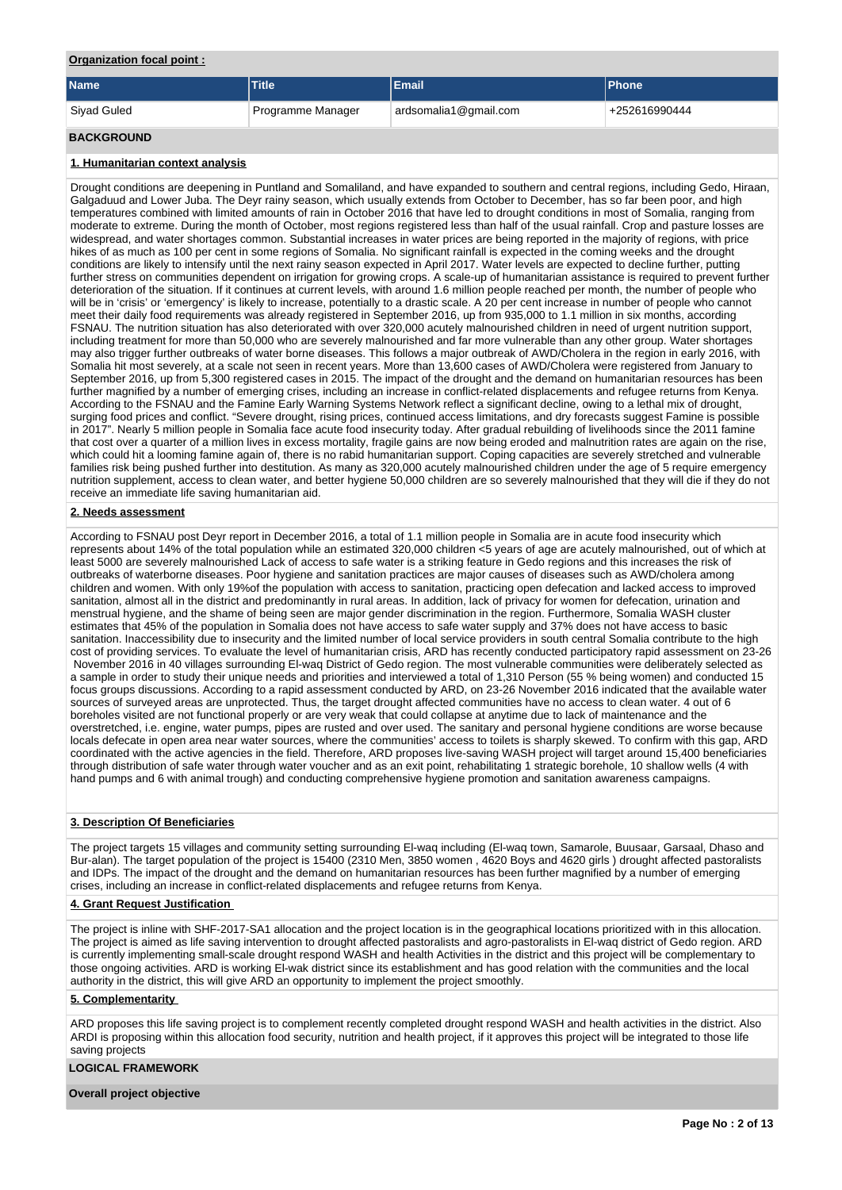**Organization focal point :**

| Name | Title | Email | Phone |
| --- | --- | --- | --- |
| Siyad Guled | Programme Manager | ardsomalia1@gmail.com | +252616990444 |

## BACKGROUND

### 1. Humanitarian context analysis

Drought conditions are deepening in Puntland and Somaliland, and have expanded to southern and central regions, including Gedo, Hiraan, Galgaduud and Lower Juba. The Deyr rainy season, which usually extends from October to December, has so far been poor, and high temperatures combined with limited amounts of rain in October 2016 that have led to drought conditions in most of Somalia, ranging from moderate to extreme. During the month of October, most regions registered less than half of the usual rainfall. Crop and pasture losses are widespread, and water shortages common. Substantial increases in water prices are being reported in the majority of regions, with price hikes of as much as 100 per cent in some regions of Somalia. No significant rainfall is expected in the coming weeks and the drought conditions are likely to intensify until the next rainy season expected in April 2017. Water levels are expected to decline further, putting further stress on communities dependent on irrigation for growing crops. A scale-up of humanitarian assistance is required to prevent further deterioration of the situation. If it continues at current levels, with around 1.6 million people reached per month, the number of people who will be in 'crisis' or 'emergency' is likely to increase, potentially to a drastic scale. A 20 per cent increase in number of people who cannot meet their daily food requirements was already registered in September 2016, up from 935,000 to 1.1 million in six months, according FSNAU. The nutrition situation has also deteriorated with over 320,000 acutely malnourished children in need of urgent nutrition support, including treatment for more than 50,000 who are severely malnourished and far more vulnerable than any other group. Water shortages may also trigger further outbreaks of water borne diseases. This follows a major outbreak of AWD/Cholera in the region in early 2016, with Somalia hit most severely, at a scale not seen in recent years. More than 13,600 cases of AWD/Cholera were registered from January to September 2016, up from 5,300 registered cases in 2015. The impact of the drought and the demand on humanitarian resources has been further magnified by a number of emerging crises, including an increase in conflict-related displacements and refugee returns from Kenya. According to the FSNAU and the Famine Early Warning Systems Network reflect a significant decline, owing to a lethal mix of drought, surging food prices and conflict. "Severe drought, rising prices, continued access limitations, and dry forecasts suggest Famine is possible in 2017". Nearly 5 million people in Somalia face acute food insecurity today. After gradual rebuilding of livelihoods since the 2011 famine that cost over a quarter of a million lives in excess mortality, fragile gains are now being eroded and malnutrition rates are again on the rise, which could hit a looming famine again of, there is no rabid humanitarian support. Coping capacities are severely stretched and vulnerable families risk being pushed further into destitution. As many as 320,000 acutely malnourished children under the age of 5 require emergency nutrition supplement, access to clean water, and better hygiene 50,000 children are so severely malnourished that they will die if they do not receive an immediate life saving humanitarian aid.

### 2. Needs assessment

According to FSNAU post Deyr report in December 2016, a total of 1.1 million people in Somalia are in acute food insecurity which represents about 14% of the total population while an estimated 320,000 children <5 years of age are acutely malnourished, out of which at least 5000 are severely malnourished Lack of access to safe water is a striking feature in Gedo regions and this increases the risk of outbreaks of waterborne diseases. Poor hygiene and sanitation practices are major causes of diseases such as AWD/cholera among children and women. With only 19%of the population with access to sanitation, practicing open defecation and lacked access to improved sanitation, almost all in the district and predominantly in rural areas. In addition, lack of privacy for women for defecation, urination and menstrual hygiene, and the shame of being seen are major gender discrimination in the region. Furthermore, Somalia WASH cluster estimates that 45% of the population in Somalia does not have access to safe water supply and 37% does not have access to basic sanitation. Inaccessibility due to insecurity and the limited number of local service providers in south central Somalia contribute to the high cost of providing services. To evaluate the level of humanitarian crisis, ARD has recently conducted participatory rapid assessment on 23-26 November 2016 in 40 villages surrounding El-waq District of Gedo region. The most vulnerable communities were deliberately selected as a sample in order to study their unique needs and priorities and interviewed a total of 1,310 Person (55 % being women) and conducted 15 focus groups discussions. According to a rapid assessment conducted by ARD, on 23-26 November 2016 indicated that the available water sources of surveyed areas are unprotected. Thus, the target drought affected communities have no access to clean water. 4 out of 6 boreholes visited are not functional properly or are very weak that could collapse at anytime due to lack of maintenance and the overstretched, i.e. engine, water pumps, pipes are rusted and over used. The sanitary and personal hygiene conditions are worse because locals defecate in open area near water sources, where the communities' access to toilets is sharply skewed. To confirm with this gap, ARD coordinated with the active agencies in the field. Therefore, ARD proposes live-saving WASH project will target around 15,400 beneficiaries through distribution of safe water through water voucher and as an exit point, rehabilitating 1 strategic borehole, 10 shallow wells (4 with hand pumps and 6 with animal trough) and conducting comprehensive hygiene promotion and sanitation awareness campaigns.

### 3. Description Of Beneficiaries

The project targets 15 villages and community setting surrounding El-waq including (El-waq town, Samarole, Buusaar, Garsaal, Dhaso and Bur-alan). The target population of the project is 15400 (2310 Men, 3850 women , 4620 Boys and 4620 girls ) drought affected pastoralists and IDPs. The impact of the drought and the demand on humanitarian resources has been further magnified by a number of emerging crises, including an increase in conflict-related displacements and refugee returns from Kenya.

### 4. Grant Request Justification

The project is inline with SHF-2017-SA1 allocation and the project location is in the geographical locations prioritized with in this allocation. The project is aimed as life saving intervention to drought affected pastoralists and agro-pastoralists in El-waq district of Gedo region. ARD is currently implementing small-scale drought respond WASH and health Activities in the district and this project will be complementary to those ongoing activities. ARD is working El-wak district since its establishment and has good relation with the communities and the local authority in the district, this will give ARD an opportunity to implement the project smoothly.

### 5. Complementarity

ARD proposes this life saving project is to complement recently completed drought respond WASH and health activities in the district. Also ARDI is proposing within this allocation food security, nutrition and health project, if it approves this project will be integrated to those life saving projects

## LOGICAL FRAMEWORK

**Overall project objective**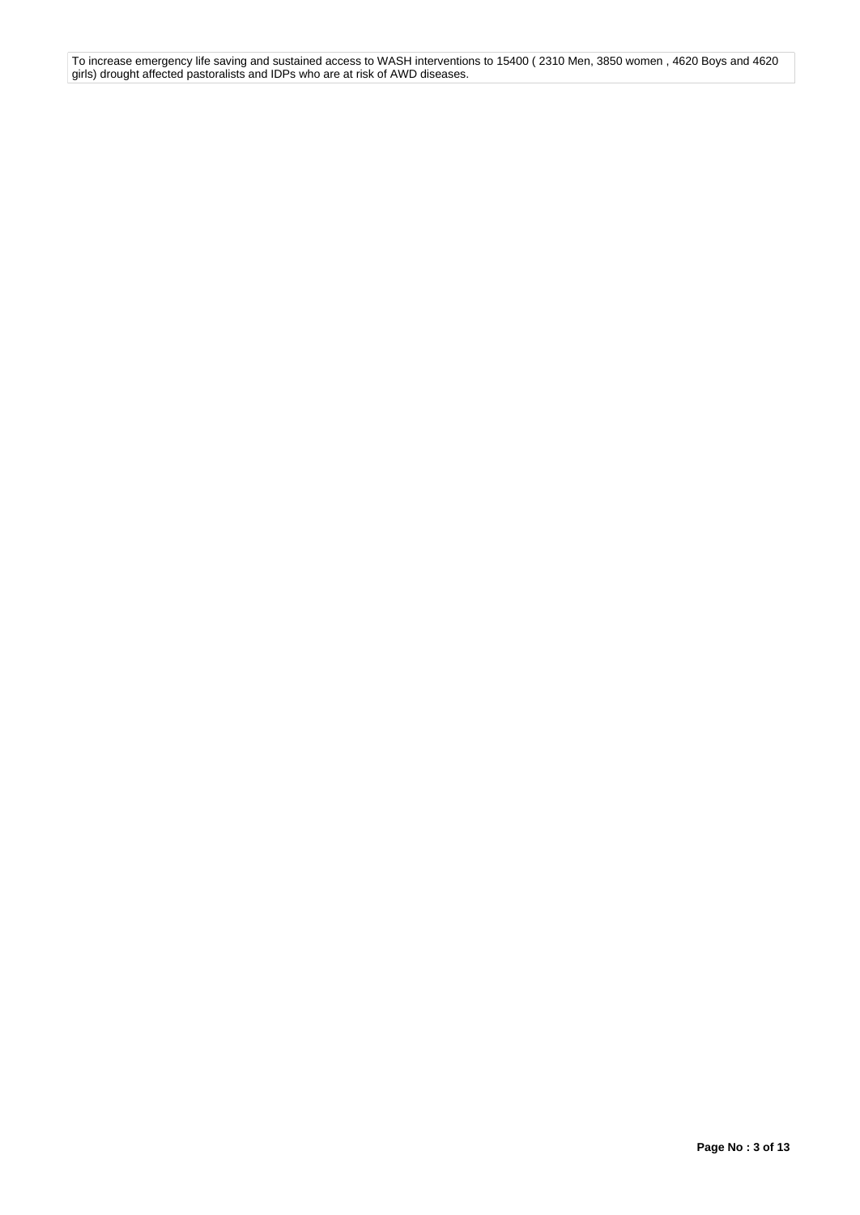To increase emergency life saving and sustained access to WASH interventions to 15400 ( 2310 Men, 3850 women , 4620 Boys and 4620 girls) drought affected pastoralists and IDPs who are at risk of AWD diseases.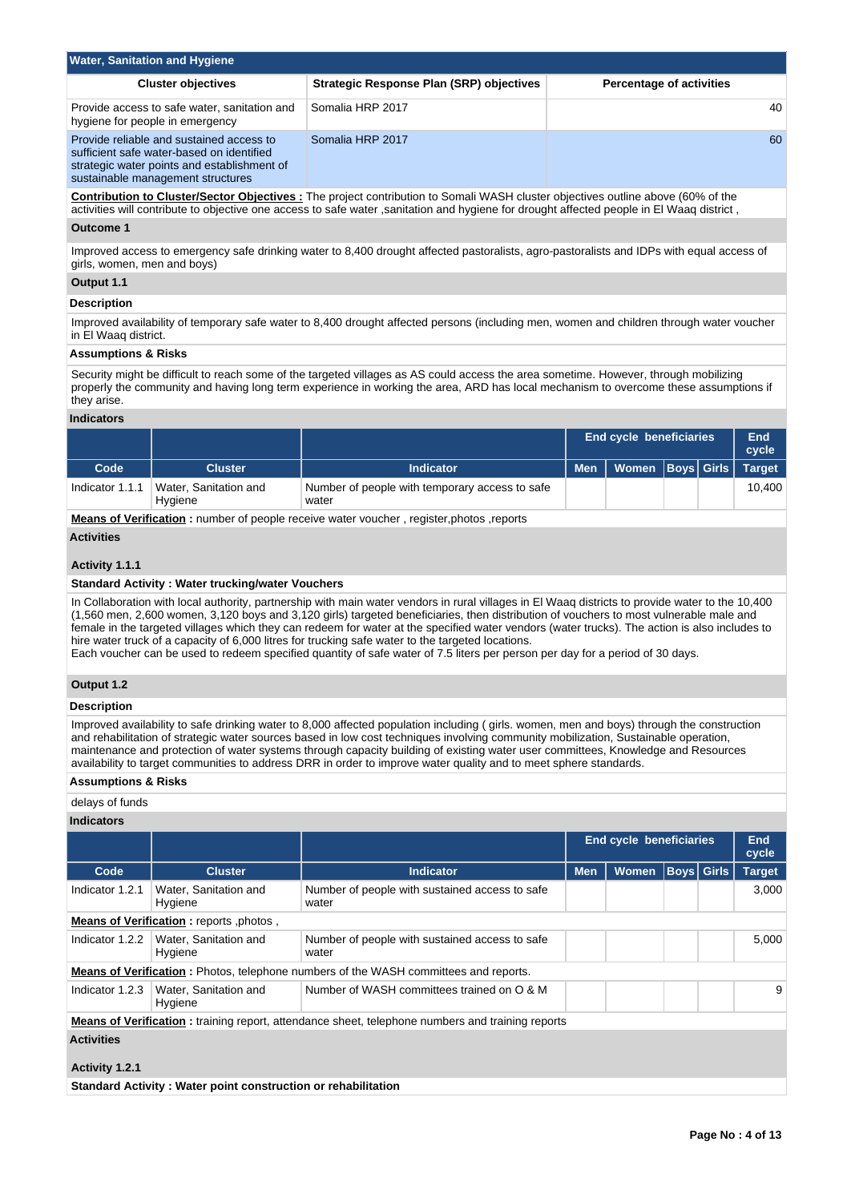## Water, Sanitation and Hygiene

| Cluster objectives | Strategic Response Plan (SRP) objectives | Percentage of activities |
|---|---|---|
| Provide access to safe water, sanitation and hygiene for people in emergency | Somalia HRP 2017 | 40 |
| Provide reliable and sustained access to sufficient safe water-based on identified strategic water points and establishment of sustainable management structures | Somalia HRP 2017 | 60 |

**Contribution to Cluster/Sector Objectives :** The project contribution to Somali WASH cluster objectives outline above (60% of the activities will contribute to objective one access to safe water ,sanitation and hygiene for drought affected people in El Waaq district ,

### Outcome 1

Improved access to emergency safe drinking water to 8,400 drought affected pastoralists, agro-pastoralists and IDPs with equal access of girls, women, men and boys)

### Output 1.1

**Description**

Improved availability of temporary safe water to 8,400 drought affected persons (including men, women and children through water voucher in El Waaq district.

**Assumptions & Risks**

Security might be difficult to reach some of the targeted villages as AS could access the area sometime. However, through mobilizing properly the community and having long term experience in working the area, ARD has local mechanism to overcome these assumptions if they arise.

**Indicators**

| | | | End cycle beneficiaries | | | | End cycle |
|---|---|---|---|---|---|---|---|
| Code | Cluster | Indicator | Men | Women | Boys | Girls | Target |
| Indicator 1.1.1 | Water, Sanitation and Hygiene | Number of people with temporary access to safe water | | | | | 10,400 |

**Means of Verification :** number of people receive water voucher , register,photos ,reports

**Activities**

**Activity 1.1.1**

**Standard Activity : Water trucking/water Vouchers**

In Collaboration with local authority, partnership with main water vendors in rural villages in El Waaq districts to provide water to the 10,400 (1,560 men, 2,600 women, 3,120 boys and 3,120 girls) targeted beneficiaries, then distribution of vouchers to most vulnerable male and female in the targeted villages which they can redeem for water at the specified water vendors (water trucks). The action is also includes to hire water truck of a capacity of 6,000 litres for trucking safe water to the targeted locations.
Each voucher can be used to redeem specified quantity of safe water of 7.5 liters per person per day for a period of 30 days.

### Output 1.2

**Description**

Improved availability to safe drinking water to 8,000 affected population including ( girls. women, men and boys) through the construction and rehabilitation of strategic water sources based in low cost techniques involving community mobilization, Sustainable operation, maintenance and protection of water systems through capacity building of existing water user committees, Knowledge and Resources availability to target communities to address DRR in order to improve water quality and to meet sphere standards.

**Assumptions & Risks**

delays of funds

**Indicators**

| | | | End cycle beneficiaries | | | | End cycle |
|---|---|---|---|---|---|---|---|
| Code | Cluster | Indicator | Men | Women | Boys | Girls | Target |
| Indicator 1.2.1 | Water, Sanitation and Hygiene | Number of people with sustained access to safe water | | | | | 3,000 |
| **Means of Verification :** reports ,photos , | | | | | | | |
| Indicator 1.2.2 | Water, Sanitation and Hygiene | Number of people with sustained access to safe water | | | | | 5,000 |
| **Means of Verification :** Photos, telephone numbers of the WASH committees and reports. | | | | | | | |
| Indicator 1.2.3 | Water, Sanitation and Hygiene | Number of WASH committees trained on O & M | | | | | 9 |
| **Means of Verification :** training report, attendance sheet, telephone numbers and training reports | | | | | | | |

**Activities**

**Activity 1.2.1**

**Standard Activity : Water point construction or rehabilitation**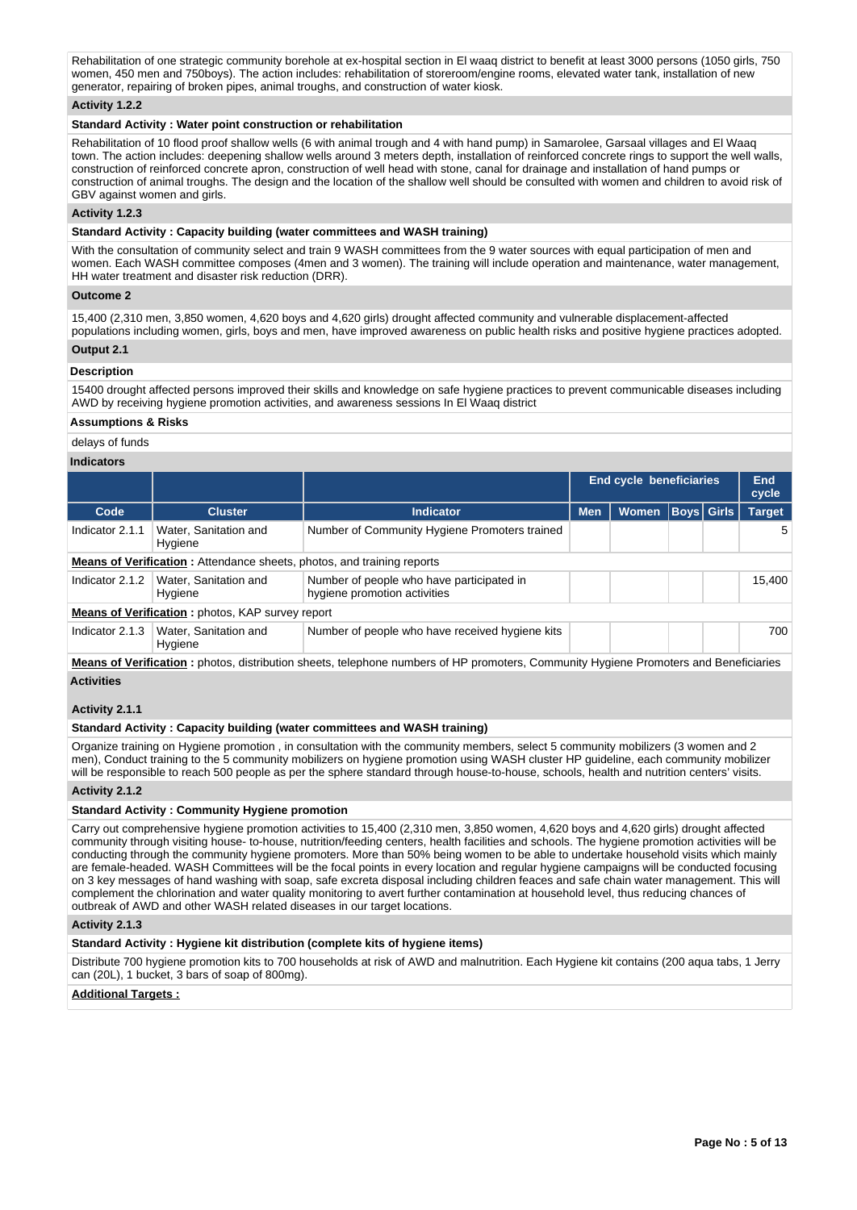Rehabilitation of one strategic community borehole at ex-hospital section in El waaq district to benefit at least 3000 persons (1050 girls, 750 women, 450 men and 750boys). The action includes: rehabilitation of storeroom/engine rooms, elevated water tank, installation of new generator, repairing of broken pipes, animal troughs, and construction of water kiosk.

**Activity 1.2.2**

**Standard Activity : Water point construction or rehabilitation**

Rehabilitation of 10 flood proof shallow wells (6 with animal trough and 4 with hand pump) in Samarolee, Garsaal villages and El Waaq town. The action includes: deepening shallow wells around 3 meters depth, installation of reinforced concrete rings to support the well walls, construction of reinforced concrete apron, construction of well head with stone, canal for drainage and installation of hand pumps or construction of animal troughs. The design and the location of the shallow well should be consulted with women and children to avoid risk of GBV against women and girls.

**Activity 1.2.3**

**Standard Activity : Capacity building (water committees and WASH training)**

With the consultation of community select and train 9 WASH committees from the 9 water sources with equal participation of men and women. Each WASH committee composes (4men and 3 women). The training will include operation and maintenance, water management, HH water treatment and disaster risk reduction (DRR).

**Outcome 2**

15,400 (2,310 men, 3,850 women, 4,620 boys and 4,620 girls) drought affected community and vulnerable displacement-affected populations including women, girls, boys and men, have improved awareness on public health risks and positive hygiene practices adopted.

**Output 2.1**

**Description**

15400 drought affected persons improved their skills and knowledge on safe hygiene practices to prevent communicable diseases including AWD by receiving hygiene promotion activities, and awareness sessions In El Waaq district

**Assumptions & Risks**

delays of funds

**Indicators**

| | | | End cycle beneficiaries | | | | End cycle |
|---|---|---|---|---|---|---|---|
| Code | Cluster | Indicator | Men | Women | Boys | Girls | Target |
| Indicator 2.1.1 | Water, Sanitation and Hygiene | Number of Community Hygiene Promoters trained | | | | | 5 |
| **Means of Verification :** Attendance sheets, photos, and training reports | | | | | | | |
| Indicator 2.1.2 | Water, Sanitation and Hygiene | Number of people who have participated in hygiene promotion activities | | | | | 15,400 |
| **Means of Verification :** photos, KAP survey report | | | | | | | |
| Indicator 2.1.3 | Water, Sanitation and Hygiene | Number of people who have received hygiene kits | | | | | 700 |
| **Means of Verification :** photos, distribution sheets, telephone numbers of HP promoters, Community Hygiene Promoters and Beneficiaries | | | | | | | |

**Activities**

**Activity 2.1.1**

**Standard Activity : Capacity building (water committees and WASH training)**

Organize training on Hygiene promotion , in consultation with the community members, select 5 community mobilizers (3 women and 2 men), Conduct training to the 5 community mobilizers on hygiene promotion using WASH cluster HP guideline, each community mobilizer will be responsible to reach 500 people as per the sphere standard through house-to-house, schools, health and nutrition centers' visits.

**Activity 2.1.2**

**Standard Activity : Community Hygiene promotion**

Carry out comprehensive hygiene promotion activities to 15,400 (2,310 men, 3,850 women, 4,620 boys and 4,620 girls) drought affected community through visiting house- to-house, nutrition/feeding centers, health facilities and schools. The hygiene promotion activities will be conducting through the community hygiene promoters. More than 50% being women to be able to undertake household visits which mainly are female-headed. WASH Committees will be the focal points in every location and regular hygiene campaigns will be conducted focusing on 3 key messages of hand washing with soap, safe excreta disposal including children feaces and safe chain water management. This will complement the chlorination and water quality monitoring to avert further contamination at household level, thus reducing chances of outbreak of AWD and other WASH related diseases in our target locations.

**Activity 2.1.3**

**Standard Activity : Hygiene kit distribution (complete kits of hygiene items)**

Distribute 700 hygiene promotion kits to 700 households at risk of AWD and malnutrition. Each Hygiene kit contains (200 aqua tabs, 1 Jerry can (20L), 1 bucket, 3 bars of soap of 800mg).

**Additional Targets :**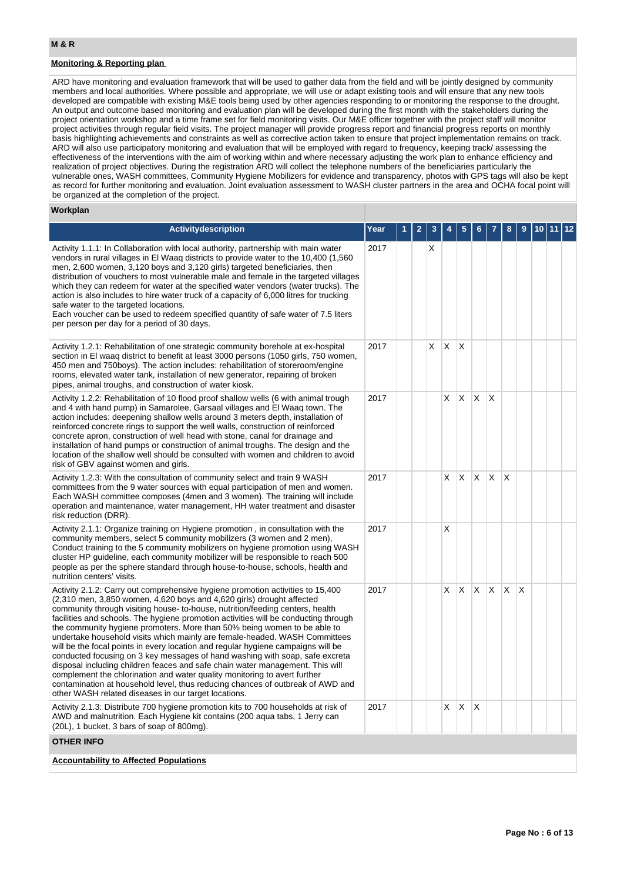## M & R

### Monitoring & Reporting plan

ARD have monitoring and evaluation framework that will be used to gather data from the field and will be jointly designed by community members and local authorities. Where possible and appropriate, we will use or adapt existing tools and will ensure that any new tools developed are compatible with existing M&E tools being used by other agencies responding to or monitoring the response to the drought. An output and outcome based monitoring and evaluation plan will be developed during the first month with the stakeholders during the project orientation workshop and a time frame set for field monitoring visits. Our M&E officer together with the project staff will monitor project activities through regular field visits. The project manager will provide progress report and financial progress reports on monthly basis highlighting achievements and constraints as well as corrective action taken to ensure that project implementation remains on track. ARD will also use participatory monitoring and evaluation that will be employed with regard to frequency, keeping track/ assessing the effectiveness of the interventions with the aim of working within and where necessary adjusting the work plan to enhance efficiency and realization of project objectives. During the registration ARD will collect the telephone numbers of the beneficiaries particularly the vulnerable ones, WASH committees, Community Hygiene Mobilizers for evidence and transparency, photos with GPS tags will also be kept as record for further monitoring and evaluation. Joint evaluation assessment to WASH cluster partners in the area and OCHA focal point will be organized at the completion of the project.

### Workplan

| Activitydescription | Year | 1 | 2 | 3 | 4 | 5 | 6 | 7 | 8 | 9 | 10 | 11 | 12 |
|---|---|---|---|---|---|---|---|---|---|---|---|---|---|
| Activity 1.1.1: In Collaboration with local authority, partnership with main water vendors in rural villages in El Waaq districts to provide water to the 10,400 (1,560 men, 2,600 women, 3,120 boys and 3,120 girls) targeted beneficiaries, then distribution of vouchers to most vulnerable male and female in the targeted villages which they can redeem for water at the specified water vendors (water trucks). The action is also includes to hire water truck of a capacity of 6,000 litres for trucking safe water to the targeted locations.<br>Each voucher can be used to redeem specified quantity of safe water of 7.5 liters per person per day for a period of 30 days. | 2017 | | | X | | | | | | | | | |
| Activity 1.2.1: Rehabilitation of one strategic community borehole at ex-hospital section in El waaq district to benefit at least 3000 persons (1050 girls, 750 women, 450 men and 750boys). The action includes: rehabilitation of storeroom/engine rooms, elevated water tank, installation of new generator, repairing of broken pipes, animal troughs, and construction of water kiosk. | 2017 | | | X | X | X | | | | | | | |
| Activity 1.2.2: Rehabilitation of 10 flood proof shallow wells (6 with animal trough and 4 with hand pump) in Samarolee, Garsaal villages and El Waaq town. The action includes: deepening shallow wells around 3 meters depth, installation of reinforced concrete rings to support the well walls, construction of reinforced concrete apron, construction of well head with stone, canal for drainage and installation of hand pumps or construction of animal troughs. The design and the location of the shallow well should be consulted with women and children to avoid risk of GBV against women and girls. | 2017 | | | | X | X | X | X | | | | | |
| Activity 1.2.3: With the consultation of community select and train 9 WASH committees from the 9 water sources with equal participation of men and women. Each WASH committee composes (4men and 3 women). The training will include operation and maintenance, water management, HH water treatment and disaster risk reduction (DRR). | 2017 | | | | X | X | X | X | X | | | | |
| Activity 2.1.1: Organize training on Hygiene promotion , in consultation with the community members, select 5 community mobilizers (3 women and 2 men), Conduct training to the 5 community mobilizers on hygiene promotion using WASH cluster HP guideline, each community mobilizer will be responsible to reach 500 people as per the sphere standard through house-to-house, schools, health and nutrition centers' visits. | 2017 | | | | X | | | | | | | | |
| Activity 2.1.2: Carry out comprehensive hygiene promotion activities to 15,400 (2,310 men, 3,850 women, 4,620 boys and 4,620 girls) drought affected community through visiting house- to-house, nutrition/feeding centers, health facilities and schools. The hygiene promotion activities will be conducting through the community hygiene promoters. More than 50% being women to be able to undertake household visits which mainly are female-headed. WASH Committees will be the focal points in every location and regular hygiene campaigns will be conducted focusing on 3 key messages of hand washing with soap, safe excreta disposal including children feaces and safe chain water management. This will complement the chlorination and water quality monitoring to avert further contamination at household level, thus reducing chances of outbreak of AWD and other WASH related diseases in our target locations. | 2017 | | | | X | X | X | X | X | X | | | |
| Activity 2.1.3: Distribute 700 hygiene promotion kits to 700 households at risk of AWD and malnutrition. Each Hygiene kit contains (200 aqua tabs, 1 Jerry can (20L), 1 bucket, 3 bars of soap of 800mg). | 2017 | | | | X | X | X | | | | | | |

## OTHER INFO

### Accountability to Affected Populations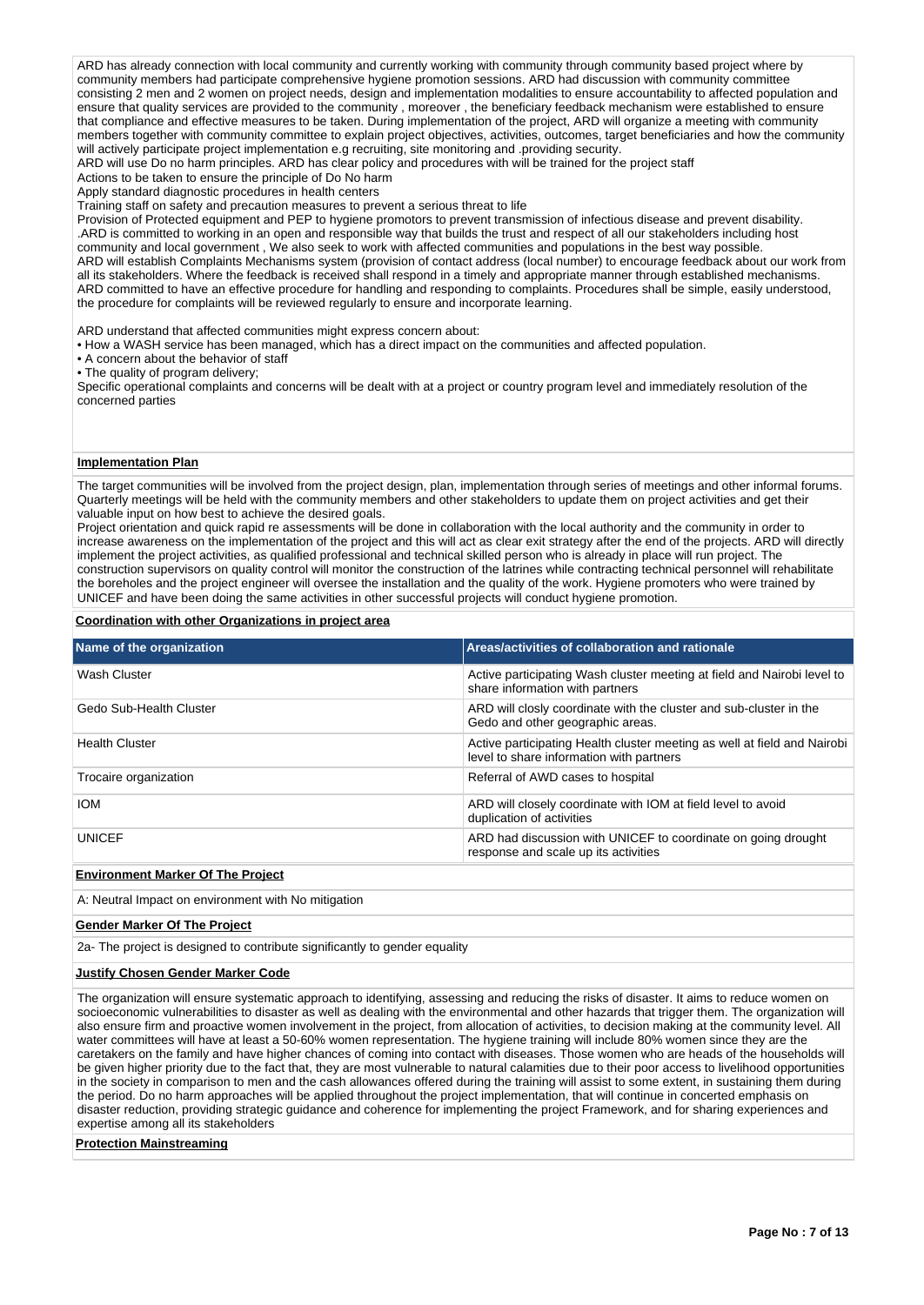ARD has already connection with local community and currently working with community through community based project where by community members had participate comprehensive hygiene promotion sessions. ARD had discussion with community committee consisting 2 men and 2 women on project needs, design and implementation modalities to ensure accountability to affected population and ensure that quality services are provided to the community , moreover , the beneficiary feedback mechanism were established to ensure that compliance and effective measures to be taken. During implementation of the project, ARD will organize a meeting with community members together with community committee to explain project objectives, activities, outcomes, target beneficiaries and how the community will actively participate project implementation e.g recruiting, site monitoring and .providing security.
ARD will use Do no harm principles. ARD has clear policy and procedures with will be trained for the project staff
Actions to be taken to ensure the principle of Do No harm
Apply standard diagnostic procedures in health centers
Training staff on safety and precaution measures to prevent a serious threat to life
Provision of Protected equipment and PEP to hygiene promotors to prevent transmission of infectious disease and prevent disability.
.ARD is committed to working in an open and responsible way that builds the trust and respect of all our stakeholders including host community and local government , We also seek to work with affected communities and populations in the best way possible.
ARD will establish Complaints Mechanisms system (provision of contact address (local number) to encourage feedback about our work from all its stakeholders. Where the feedback is received shall respond in a timely and appropriate manner through established mechanisms.
ARD committed to have an effective procedure for handling and responding to complaints. Procedures shall be simple, easily understood, the procedure for complaints will be reviewed regularly to ensure and incorporate learning.

ARD understand that affected communities might express concern about:

- How a WASH service has been managed, which has a direct impact on the communities and affected population.
- A concern about the behavior of staff
- The quality of program delivery;

Specific operational complaints and concerns will be dealt with at a project or country program level and immediately resolution of the concerned parties

**Implementation Plan**

The target communities will be involved from the project design, plan, implementation through series of meetings and other informal forums. Quarterly meetings will be held with the community members and other stakeholders to update them on project activities and get their valuable input on how best to achieve the desired goals.
Project orientation and quick rapid re assessments will be done in collaboration with the local authority and the community in order to increase awareness on the implementation of the project and this will act as clear exit strategy after the end of the projects. ARD will directly implement the project activities, as qualified professional and technical skilled person who is already in place will run project. The construction supervisors on quality control will monitor the construction of the latrines while contracting technical personnel will rehabilitate the boreholes and the project engineer will oversee the installation and the quality of the work. Hygiene promoters who were trained by UNICEF and have been doing the same activities in other successful projects will conduct hygiene promotion.

**Coordination with other Organizations in project area**

| Name of the organization | Areas/activities of collaboration and rationale |
|---|---|
| Wash Cluster | Active participating Wash cluster meeting at field and Nairobi level to share information with partners |
| Gedo Sub-Health Cluster | ARD will closly coordinate with the cluster and sub-cluster in the Gedo and other geographic areas. |
| Health Cluster | Active participating Health cluster meeting as well at field and Nairobi level to share information with partners |
| Trocaire organization | Referral of AWD cases to hospital |
| IOM | ARD will closely coordinate with IOM at field level to avoid duplication of activities |
| UNICEF | ARD had discussion with UNICEF to coordinate on going drought response and scale up its activities |

**Environment Marker Of The Project**

A: Neutral Impact on environment with No mitigation

**Gender Marker Of The Project**

2a- The project is designed to contribute significantly to gender equality

**Justify Chosen Gender Marker Code**

The organization will ensure systematic approach to identifying, assessing and reducing the risks of disaster. It aims to reduce women on socioeconomic vulnerabilities to disaster as well as dealing with the environmental and other hazards that trigger them. The organization will also ensure firm and proactive women involvement in the project, from allocation of activities, to decision making at the community level. All water committees will have at least a 50-60% women representation. The hygiene training will include 80% women since they are the caretakers on the family and have higher chances of coming into contact with diseases. Those women who are heads of the households will be given higher priority due to the fact that, they are most vulnerable to natural calamities due to their poor access to livelihood opportunities in the society in comparison to men and the cash allowances offered during the training will assist to some extent, in sustaining them during the period. Do no harm approaches will be applied throughout the project implementation, that will continue in concerted emphasis on disaster reduction, providing strategic guidance and coherence for implementing the project Framework, and for sharing experiences and expertise among all its stakeholders

**Protection Mainstreaming**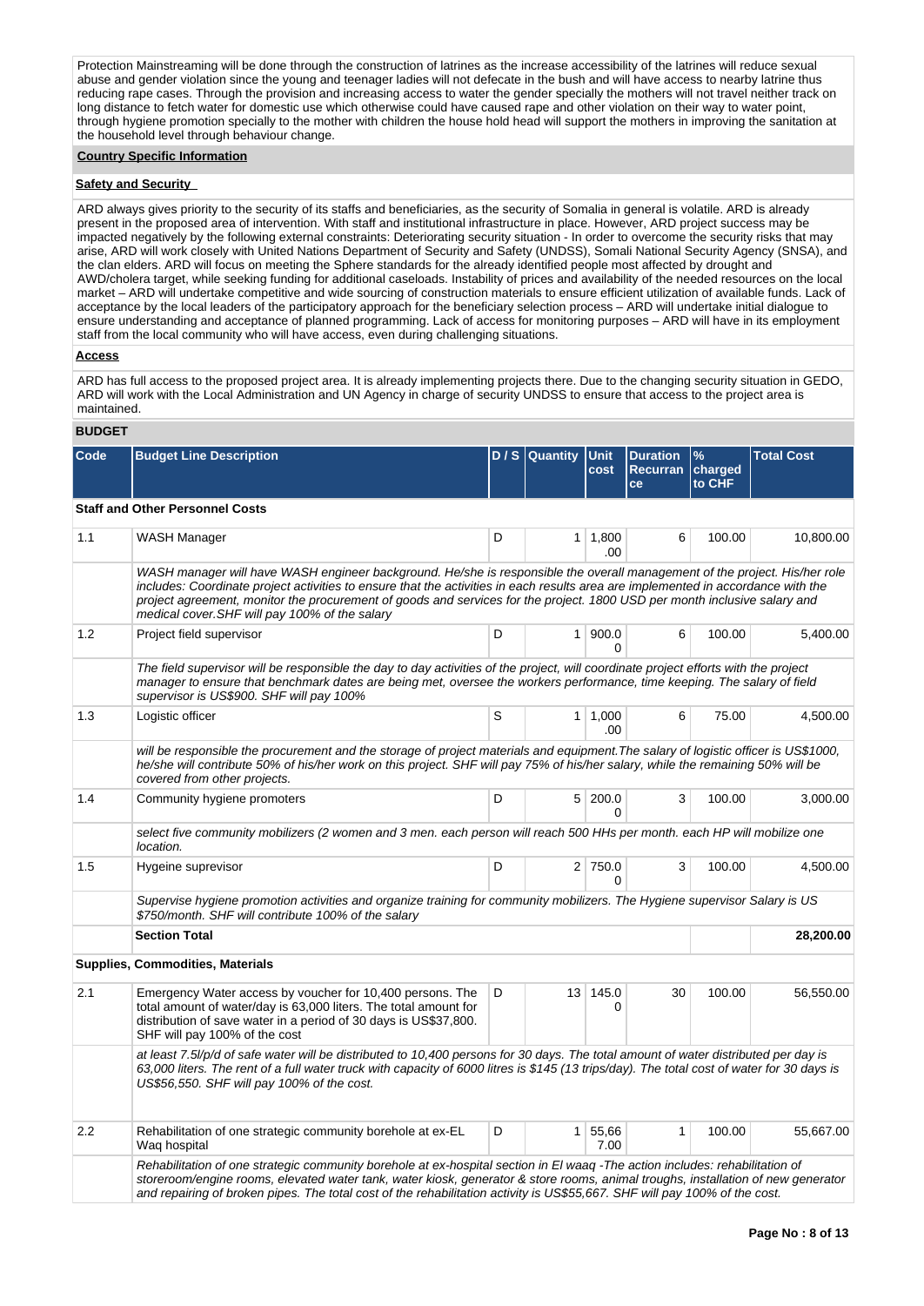Protection Mainstreaming will be done through the construction of latrines as the increase accessibility of the latrines will reduce sexual abuse and gender violation since the young and teenager ladies will not defecate in the bush and will have access to nearby latrine thus reducing rape cases. Through the provision and increasing access to water the gender specially the mothers will not travel neither track on long distance to fetch water for domestic use which otherwise could have caused rape and other violation on their way to water point, through hygiene promotion specially to the mother with children the house hold head will support the mothers in improving the sanitation at the household level through behaviour change.

**Country Specific Information**

**Safety and Security**

ARD always gives priority to the security of its staffs and beneficiaries, as the security of Somalia in general is volatile. ARD is already present in the proposed area of intervention. With staff and institutional infrastructure in place. However, ARD project success may be impacted negatively by the following external constraints: Deteriorating security situation - In order to overcome the security risks that may arise, ARD will work closely with United Nations Department of Security and Safety (UNDSS), Somali National Security Agency (SNSA), and the clan elders. ARD will focus on meeting the Sphere standards for the already identified people most affected by drought and AWD/cholera target, while seeking funding for additional caseloads. Instability of prices and availability of the needed resources on the local market – ARD will undertake competitive and wide sourcing of construction materials to ensure efficient utilization of available funds. Lack of acceptance by the local leaders of the participatory approach for the beneficiary selection process – ARD will undertake initial dialogue to ensure understanding and acceptance of planned programming. Lack of access for monitoring purposes – ARD will have in its employment staff from the local community who will have access, even during challenging situations.

**Access**

ARD has full access to the proposed project area. It is already implementing projects there. Due to the changing security situation in GEDO, ARD will work with the Local Administration and UN Agency in charge of security UNDSS to ensure that access to the project area is maintained.

**BUDGET**

| Code | Budget Line Description | D / S | Quantity | Unit cost | Duration Recurrance | % charged to CHF | Total Cost |
|---|---|---|---|---|---|---|---|
| | **Staff and Other Personnel Costs** | | | | | | |
| 1.1 | WASH Manager | D | 1 | 1,800.00 | 6 | 100.00 | 10,800.00 |
| | *WASH manager will have WASH engineer background. He/she is responsible the overall management of the project. His/her role includes: Coordinate project activities to ensure that the activities in each results area are implemented in accordance with the project agreement, monitor the procurement of goods and services for the project. 1800 USD per month inclusive salary and medical cover.SHF will pay 100% of the salary* | | | | | | |
| 1.2 | Project field supervisor | D | 1 | 900.00 | 6 | 100.00 | 5,400.00 |
| | *The field supervisor will be responsible the day to day activities of the project, will coordinate project efforts with the project manager to ensure that benchmark dates are being met, oversee the workers performance, time keeping. The salary of field supervisor is US$900. SHF will pay 100%* | | | | | | |
| 1.3 | Logistic officer | S | 1 | 1,000.00 | 6 | 75.00 | 4,500.00 |
| | *will be responsible the procurement and the storage of project materials and equipment.The salary of logistic officer is US$1000, he/she will contribute 50% of his/her work on this project. SHF will pay 75% of his/her salary, while the remaining 50% will be covered from other projects.* | | | | | | |
| 1.4 | Community hygiene promoters | D | 5 | 200.00 | 3 | 100.00 | 3,000.00 |
| | *select five community mobilizers (2 women and 3 men. each person will reach 500 HHs per month. each HP will mobilize one location.* | | | | | | |
| 1.5 | Hygeine suprevisor | D | 2 | 750.00 | 3 | 100.00 | 4,500.00 |
| | *Supervise hygiene promotion activities and organize training for community mobilizers. The Hygiene supervisor Salary is US $750/month. SHF will contribute 100% of the salary* | | | | | | |
| | **Section Total** | | | | | | **28,200.00** |
| | **Supplies, Commodities, Materials** | | | | | | |
| 2.1 | Emergency Water access by voucher for 10,400 persons. The total amount of water/day is 63,000 liters. The total amount for distribution of save water in a period of 30 days is US$37,800. SHF will pay 100% of the cost | D | 13 | 145.00 | 30 | 100.00 | 56,550.00 |
| | *at least 7.5l/p/d of safe water will be distributed to 10,400 persons for 30 days. The total amount of water distributed per day is 63,000 liters. The rent of a full water truck with capacity of 6000 litres is $145 (13 trips/day). The total cost of water for 30 days is US$56,550. SHF will pay 100% of the cost.* | | | | | | |
| 2.2 | Rehabilitation of one strategic community borehole at ex-EL Waq hospital | D | 1 | 55,667.00 | 1 | 100.00 | 55,667.00 |
| | *Rehabilitation of one strategic community borehole at ex-hospital section in El waaq -The action includes: rehabilitation of storeroom/engine rooms, elevated water tank, water kiosk, generator & store rooms, animal troughs, installation of new generator and repairing of broken pipes. The total cost of the rehabilitation activity is US$55,667. SHF will pay 100% of the cost.* | | | | | | |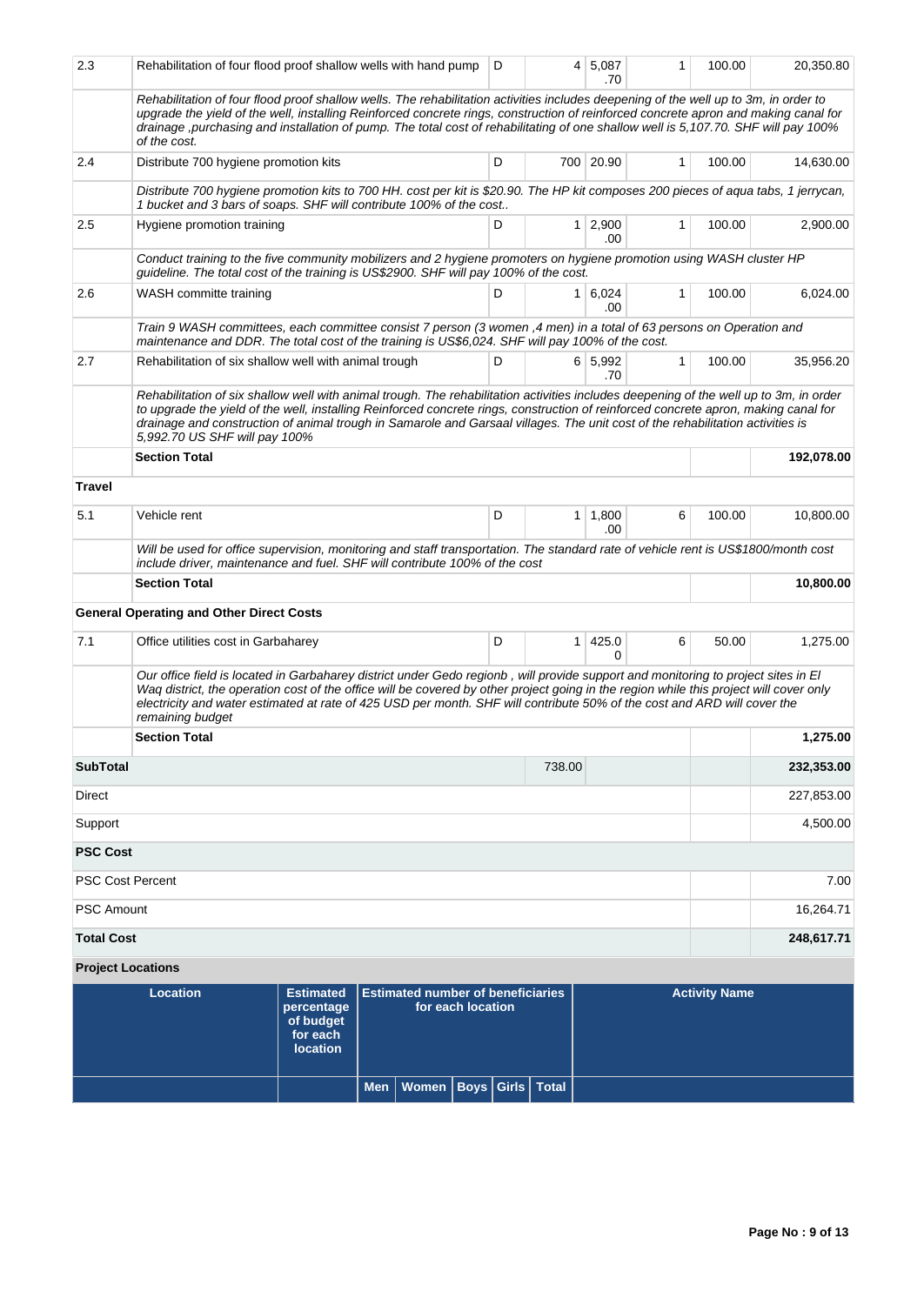| | | | | | | | |
|---|---|---|---|---|---|---|---|
| 2.3 | Rehabilitation of four flood proof shallow wells with hand pump | D | 4 | 5,087.70 | 1 | 100.00 | 20,350.80 |
| | *Rehabilitation of four flood proof shallow wells. The rehabilitation activities includes deepening of the well up to 3m, in order to upgrade the yield of the well, installing Reinforced concrete rings, construction of reinforced concrete apron and making canal for drainage ,purchasing and installation of pump. The total cost of rehabilitating of one shallow well is 5,107.70. SHF will pay 100% of the cost.* | | | | | | |
| 2.4 | Distribute 700 hygiene promotion kits | D | 700 | 20.90 | 1 | 100.00 | 14,630.00 |
| | *Distribute 700 hygiene promotion kits to 700 HH. cost per kit is $20.90. The HP kit composes 200 pieces of aqua tabs, 1 jerrycan, 1 bucket and 3 bars of soaps. SHF will contribute 100% of the cost..* | | | | | | |
| 2.5 | Hygiene promotion training | D | 1 | 2,900.00 | 1 | 100.00 | 2,900.00 |
| | *Conduct training to the five community mobilizers and 2 hygiene promoters on hygiene promotion using WASH cluster HP guideline. The total cost of the training is US$2900. SHF will pay 100% of the cost.* | | | | | | |
| 2.6 | WASH committe training | D | 1 | 6,024.00 | 1 | 100.00 | 6,024.00 |
| | *Train 9 WASH committees, each committee consist 7 person (3 women ,4 men) in a total of 63 persons on Operation and maintenance and DDR. The total cost of the training is US$6,024. SHF will pay 100% of the cost.* | | | | | | |
| 2.7 | Rehabilitation of six shallow well with animal trough | D | 6 | 5,992.70 | 1 | 100.00 | 35,956.20 |
| | *Rehabilitation of six shallow well with animal trough. The rehabilitation activities includes deepening of the well up to 3m, in order to upgrade the yield of the well, installing Reinforced concrete rings, construction of reinforced concrete apron, making canal for drainage and construction of animal trough in Samarole and Garsaal villages. The unit cost of the rehabilitation activities is 5,992.70 US SHF will pay 100%* | | | | | | |
| | **Section Total** | | | | | | **192,078.00** |
| **Travel** | | | | | | | |
| 5.1 | Vehicle rent | D | 1 | 1,800.00 | 6 | 100.00 | 10,800.00 |
| | *Will be used for office supervision, monitoring and staff transportation. The standard rate of vehicle rent is US$1800/month cost include driver, maintenance and fuel. SHF will contribute 100% of the cost* | | | | | | |
| | **Section Total** | | | | | | **10,800.00** |
| **General Operating and Other Direct Costs** | | | | | | | |
| 7.1 | Office utilities cost in Garbaharey | D | 1 | 425.00 | 6 | 50.00 | 1,275.00 |
| | *Our office field is located in Garbaharey district under Gedo regionb , will provide support and monitoring to project sites in El Waq district, the operation cost of the office will be covered by other project going in the region while this project will cover only electricity and water estimated at rate of 425 USD per month. SHF will contribute 50% of the cost and ARD will cover the remaining budget* | | | | | | |
| | **Section Total** | | | | | | **1,275.00** |
| **SubTotal** | | | 738.00 | | | | **232,353.00** |
| Direct | | | | | | | 227,853.00 |
| Support | | | | | | | 4,500.00 |
| **PSC Cost** | | | | | | | |
| PSC Cost Percent | | | | | | | 7.00 |
| PSC Amount | | | | | | | 16,264.71 |
| **Total Cost** | | | | | | | **248,617.71** |

**Project Locations**

| Location | Estimated percentage of budget for each location | Estimated number of beneficiaries for each location | | | | | Activity Name |
|---|---|---|---|---|---|---|---|
| | | Men | Women | Boys | Girls | Total | |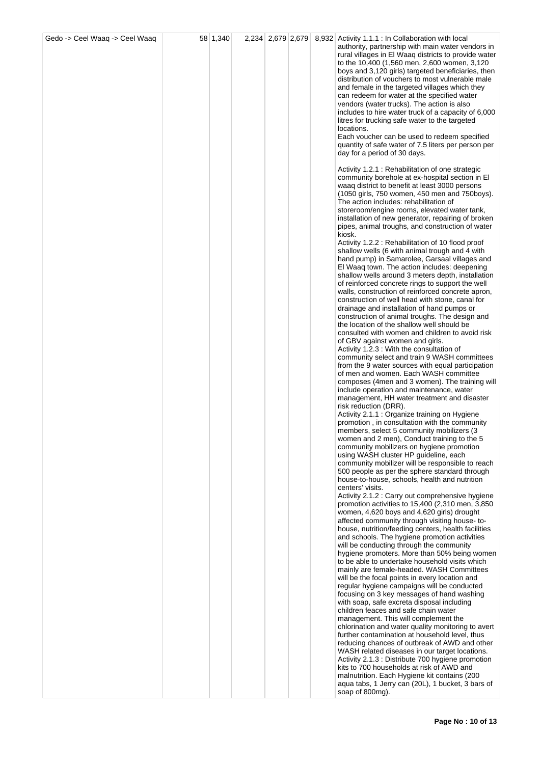| Gedo -> Ceel Waaq -> Ceel Waaq | 58 | 1,340 | 2,234 | 2,679 | 2,679 | 8,932 | Activity 1.1.1 : In Collaboration with local authority, partnership with main water vendors in rural villages in El Waaq districts to provide water to the 10,400 (1,560 men, 2,600 women, 3,120 boys and 3,120 girls) targeted beneficiaries, then distribution of vouchers to most vulnerable male and female in the targeted villages which they can redeem for water at the specified water vendors (water trucks). The action is also includes to hire water truck of a capacity of 6,000 litres for trucking safe water to the targeted locations.<br>Each voucher can be used to redeem specified quantity of safe water of 7.5 liters per person per day for a period of 30 days.<br><br>Activity 1.2.1 : Rehabilitation of one strategic community borehole at ex-hospital section in El waaq district to benefit at least 3000 persons (1050 girls, 750 women, 450 men and 750boys). The action includes: rehabilitation of storeroom/engine rooms, elevated water tank, installation of new generator, repairing of broken pipes, animal troughs, and construction of water kiosk.<br>Activity 1.2.2 : Rehabilitation of 10 flood proof shallow wells (6 with animal trough and 4 with hand pump) in Samarolee, Garsaal villages and El Waaq town. The action includes: deepening shallow wells around 3 meters depth, installation of reinforced concrete rings to support the well walls, construction of reinforced concrete apron, construction of well head with stone, canal for drainage and installation of hand pumps or construction of animal troughs. The design and the location of the shallow well should be consulted with women and children to avoid risk of GBV against women and girls.<br>Activity 1.2.3 : With the consultation of community select and train 9 WASH committees from the 9 water sources with equal participation of men and women. Each WASH committee composes (4men and 3 women). The training will include operation and maintenance, water management, HH water treatment and disaster risk reduction (DRR).<br>Activity 2.1.1 : Organize training on Hygiene promotion , in consultation with the community members, select 5 community mobilizers (3 women and 2 men), Conduct training to the 5 community mobilizers on hygiene promotion using WASH cluster HP guideline, each community mobilizer will be responsible to reach 500 people as per the sphere standard through house-to-house, schools, health and nutrition centers' visits.<br>Activity 2.1.2 : Carry out comprehensive hygiene promotion activities to 15,400 (2,310 men, 3,850 women, 4,620 boys and 4,620 girls) drought affected community through visiting house- to-house, nutrition/feeding centers, health facilities and schools. The hygiene promotion activities will be conducting through the community hygiene promoters. More than 50% being women to be able to undertake household visits which mainly are female-headed. WASH Committees will be the focal points in every location and regular hygiene campaigns will be conducted focusing on 3 key messages of hand washing with soap, safe excreta disposal including children feaces and safe chain water management. This will complement the chlorination and water quality monitoring to avert further contamination at household level, thus reducing chances of outbreak of AWD and other WASH related diseases in our target locations.<br>Activity 2.1.3 : Distribute 700 hygiene promotion kits to 700 households at risk of AWD and malnutrition. Each Hygiene kit contains (200 aqua tabs, 1 Jerry can (20L), 1 bucket, 3 bars of soap of 800mg). |
|---|---|---|---|---|---|---|---|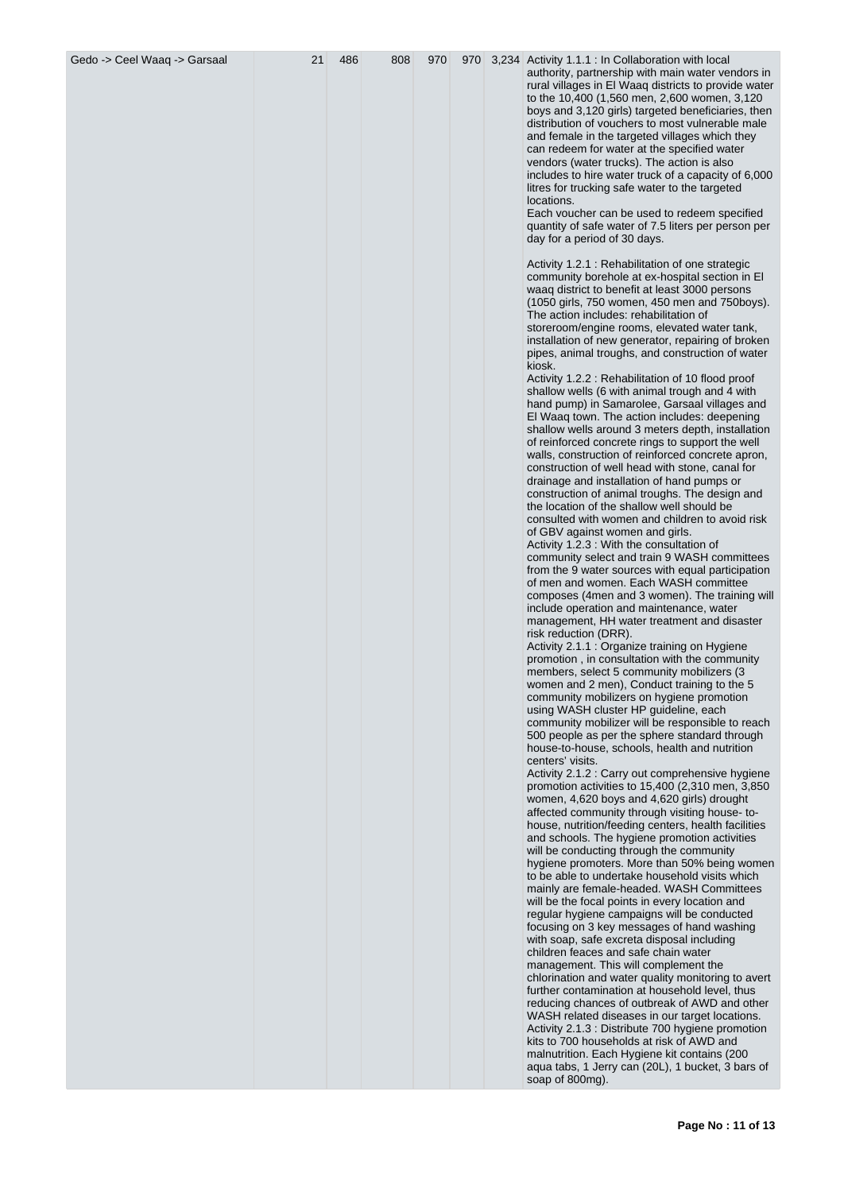| Gedo -> Ceel Waaq -> Garsaal | 21 | 486 | 808 | 970 | 970 | 3,234 | Activity 1.1.1 : In Collaboration with local authority, partnership with main water vendors in rural villages in El Waaq districts to provide water to the 10,400 (1,560 men, 2,600 women, 3,120 boys and 3,120 girls) targeted beneficiaries, then distribution of vouchers to most vulnerable male and female in the targeted villages which they can redeem for water at the specified water vendors (water trucks). The action is also includes to hire water truck of a capacity of 6,000 litres for trucking safe water to the targeted locations.<br>Each voucher can be used to redeem specified quantity of safe water of 7.5 liters per person per day for a period of 30 days.<br><br>Activity 1.2.1 : Rehabilitation of one strategic community borehole at ex-hospital section in El waaq district to benefit at least 3000 persons (1050 girls, 750 women, 450 men and 750boys). The action includes: rehabilitation of storeroom/engine rooms, elevated water tank, installation of new generator, repairing of broken pipes, animal troughs, and construction of water kiosk.<br>Activity 1.2.2 : Rehabilitation of 10 flood proof shallow wells (6 with animal trough and 4 with hand pump) in Samarolee, Garsaal villages and El Waaq town. The action includes: deepening shallow wells around 3 meters depth, installation of reinforced concrete rings to support the well walls, construction of reinforced concrete apron, construction of well head with stone, canal for drainage and installation of hand pumps or construction of animal troughs. The design and the location of the shallow well should be consulted with women and children to avoid risk of GBV against women and girls.<br>Activity 1.2.3 : With the consultation of community select and train 9 WASH committees from the 9 water sources with equal participation of men and women. Each WASH committee composes (4men and 3 women). The training will include operation and maintenance, water management, HH water treatment and disaster risk reduction (DRR).<br>Activity 2.1.1 : Organize training on Hygiene promotion , in consultation with the community members, select 5 community mobilizers (3 women and 2 men), Conduct training to the 5 community mobilizers on hygiene promotion using WASH cluster HP guideline, each community mobilizer will be responsible to reach 500 people as per the sphere standard through house-to-house, schools, health and nutrition centers' visits.<br>Activity 2.1.2 : Carry out comprehensive hygiene promotion activities to 15,400 (2,310 men, 3,850 women, 4,620 boys and 4,620 girls) drought affected community through visiting house- to-house, nutrition/feeding centers, health facilities and schools. The hygiene promotion activities will be conducting through the community hygiene promoters. More than 50% being women to be able to undertake household visits which mainly are female-headed. WASH Committees will be the focal points in every location and regular hygiene campaigns will be conducted focusing on 3 key messages of hand washing with soap, safe excreta disposal including children feaces and safe chain water management. This will complement the chlorination and water quality monitoring to avert further contamination at household level, thus reducing chances of outbreak of AWD and other WASH related diseases in our target locations.<br>Activity 2.1.3 : Distribute 700 hygiene promotion kits to 700 households at risk of AWD and malnutrition. Each Hygiene kit contains (200 aqua tabs, 1 Jerry can (20L), 1 bucket, 3 bars of soap of 800mg). |
|---|---|---|---|---|---|---|---|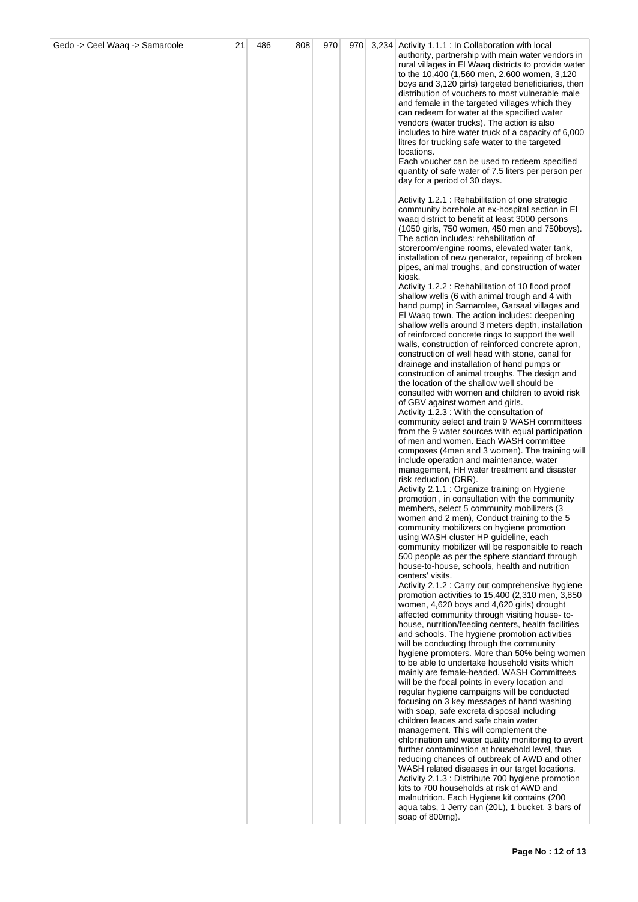| Gedo -> Ceel Waaq -> Samaroole | 21 | 486 | 808 | 970 | 970 | 3,234 | Activity 1.1.1 : In Collaboration with local authority, partnership with main water vendors in rural villages in El Waaq districts to provide water to the 10,400 (1,560 men, 2,600 women, 3,120 boys and 3,120 girls) targeted beneficiaries, then distribution of vouchers to most vulnerable male and female in the targeted villages which they can redeem for water at the specified water vendors (water trucks). The action is also includes to hire water truck of a capacity of 6,000 litres for trucking safe water to the targeted locations.<br>Each voucher can be used to redeem specified quantity of safe water of 7.5 liters per person per day for a period of 30 days.<br><br>Activity 1.2.1 : Rehabilitation of one strategic community borehole at ex-hospital section in El waaq district to benefit at least 3000 persons (1050 girls, 750 women, 450 men and 750boys). The action includes: rehabilitation of storeroom/engine rooms, elevated water tank, installation of new generator, repairing of broken pipes, animal troughs, and construction of water kiosk.<br>Activity 1.2.2 : Rehabilitation of 10 flood proof shallow wells (6 with animal trough and 4 with hand pump) in Samarolee, Garsaal villages and El Waaq town. The action includes: deepening shallow wells around 3 meters depth, installation of reinforced concrete rings to support the well walls, construction of reinforced concrete apron, construction of well head with stone, canal for drainage and installation of hand pumps or construction of animal troughs. The design and the location of the shallow well should be consulted with women and children to avoid risk of GBV against women and girls.<br>Activity 1.2.3 : With the consultation of community select and train 9 WASH committees from the 9 water sources with equal participation of men and women. Each WASH committee composes (4men and 3 women). The training will include operation and maintenance, water management, HH water treatment and disaster risk reduction (DRR).<br>Activity 2.1.1 : Organize training on Hygiene promotion , in consultation with the community members, select 5 community mobilizers (3 women and 2 men), Conduct training to the 5 community mobilizers on hygiene promotion using WASH cluster HP guideline, each community mobilizer will be responsible to reach 500 people as per the sphere standard through house-to-house, schools, health and nutrition centers' visits.<br>Activity 2.1.2 : Carry out comprehensive hygiene promotion activities to 15,400 (2,310 men, 3,850 women, 4,620 boys and 4,620 girls) drought affected community through visiting house- to-house, nutrition/feeding centers, health facilities and schools. The hygiene promotion activities will be conducting through the community hygiene promoters. More than 50% being women to be able to undertake household visits which mainly are female-headed. WASH Committees will be the focal points in every location and regular hygiene campaigns will be conducted focusing on 3 key messages of hand washing with soap, safe excreta disposal including children feaces and safe chain water management. This will complement the chlorination and water quality monitoring to avert further contamination at household level, thus reducing chances of outbreak of AWD and other WASH related diseases in our target locations.<br>Activity 2.1.3 : Distribute 700 hygiene promotion kits to 700 households at risk of AWD and malnutrition. Each Hygiene kit contains (200 aqua tabs, 1 Jerry can (20L), 1 bucket, 3 bars of soap of 800mg). |
|---|---|---|---|---|---|---|---|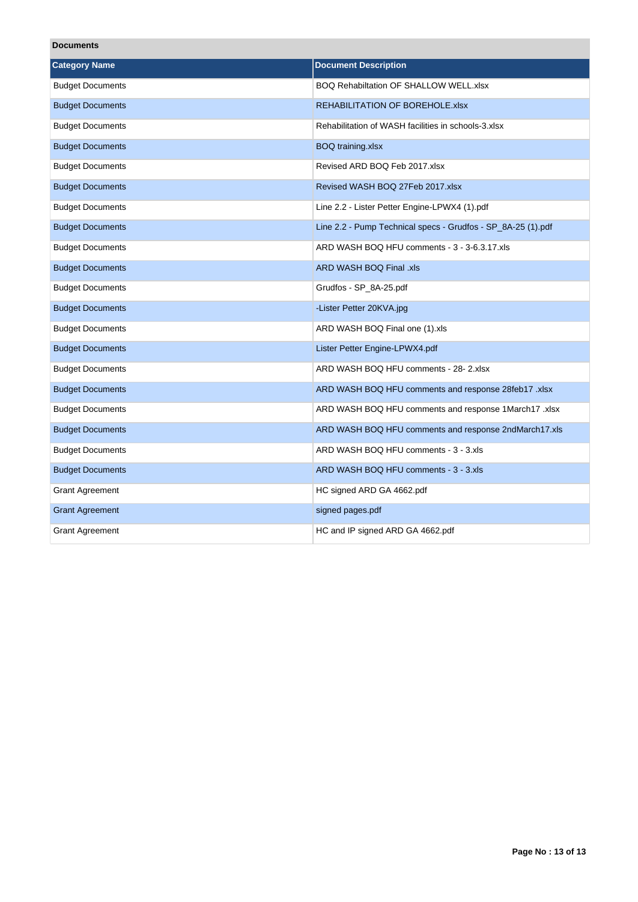**Documents**

| Category Name | Document Description |
|---|---|
| Budget Documents | BOQ Rehabiltation OF SHALLOW WELL.xlsx |
| Budget Documents | REHABILITATION OF BOREHOLE.xlsx |
| Budget Documents | Rehabilitation of WASH facilities in schools-3.xlsx |
| Budget Documents | BOQ training.xlsx |
| Budget Documents | Revised ARD BOQ Feb 2017.xlsx |
| Budget Documents | Revised WASH BOQ 27Feb 2017.xlsx |
| Budget Documents | Line 2.2 - Lister Petter Engine-LPWX4 (1).pdf |
| Budget Documents | Line 2.2 - Pump Technical specs - Grudfos - SP_8A-25 (1).pdf |
| Budget Documents | ARD WASH BOQ HFU comments - 3 - 3-6.3.17.xls |
| Budget Documents | ARD WASH BOQ Final .xls |
| Budget Documents | Grudfos - SP_8A-25.pdf |
| Budget Documents | -Lister Petter 20KVA.jpg |
| Budget Documents | ARD WASH BOQ Final one (1).xls |
| Budget Documents | Lister Petter Engine-LPWX4.pdf |
| Budget Documents | ARD WASH BOQ HFU comments - 28- 2.xlsx |
| Budget Documents | ARD WASH BOQ HFU comments and response 28feb17 .xlsx |
| Budget Documents | ARD WASH BOQ HFU comments and response 1March17 .xlsx |
| Budget Documents | ARD WASH BOQ HFU comments and response 2ndMarch17.xls |
| Budget Documents | ARD WASH BOQ HFU comments - 3 - 3.xls |
| Budget Documents | ARD WASH BOQ HFU comments - 3 - 3.xls |
| Grant Agreement | HC signed ARD GA 4662.pdf |
| Grant Agreement | signed pages.pdf |
| Grant Agreement | HC and IP signed ARD GA 4662.pdf |